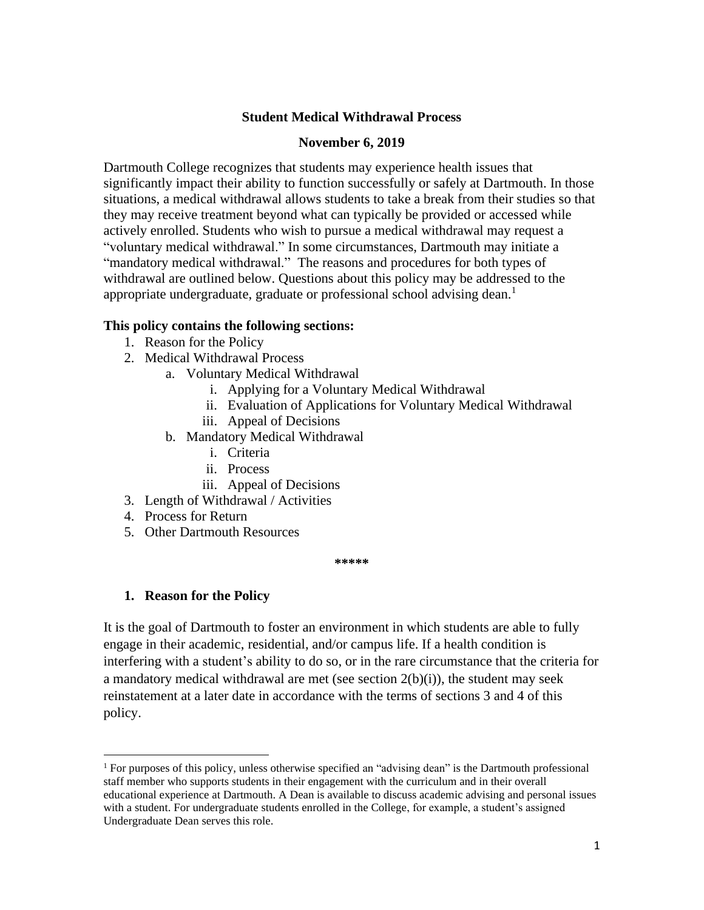# Student Medical Withdrawal Process

**November 6, 2019**

Dartmouth College recognizes that students may experience health issues that significantly impact their ability to function successfully or safely at Dartmouth. In those situations, a medical withdrawal allows students to take a break from their studies so that they may receive treatment beyond what can typically be provided or accessed while actively enrolled. Students who wish to pursue a medical withdrawal may request a "voluntary medical withdrawal." In some circumstances, Dartmouth may initiate a "mandatory medical withdrawal." The reasons and procedures for both types of withdrawal are outlined below. Questions about this policy may be addressed to the appropriate undergraduate, graduate or professional school advising dean.[1]

**This policy contains the following sections:**

1. Reason for the Policy
2. Medical Withdrawal Process
   a. Voluntary Medical Withdrawal
      i. Applying for a Voluntary Medical Withdrawal
      ii. Evaluation of Applications for Voluntary Medical Withdrawal
      iii. Appeal of Decisions
   b. Mandatory Medical Withdrawal
      i. Criteria
      ii. Process
      iii. Appeal of Decisions
3. Length of Withdrawal / Activities
4. Process for Return
5. Other Dartmouth Resources

*****

## 1. Reason for the Policy

It is the goal of Dartmouth to foster an environment in which students are able to fully engage in their academic, residential, and/or campus life. If a health condition is interfering with a student's ability to do so, or in the rare circumstance that the criteria for a mandatory medical withdrawal are met (see section 2(b)(i)), the student may seek reinstatement at a later date in accordance with the terms of sections 3 and 4 of this policy.

---

[1] For purposes of this policy, unless otherwise specified an "advising dean" is the Dartmouth professional staff member who supports students in their engagement with the curriculum and in their overall educational experience at Dartmouth. A Dean is available to discuss academic advising and personal issues with a student. For undergraduate students enrolled in the College, for example, a student's assigned Undergraduate Dean serves this role.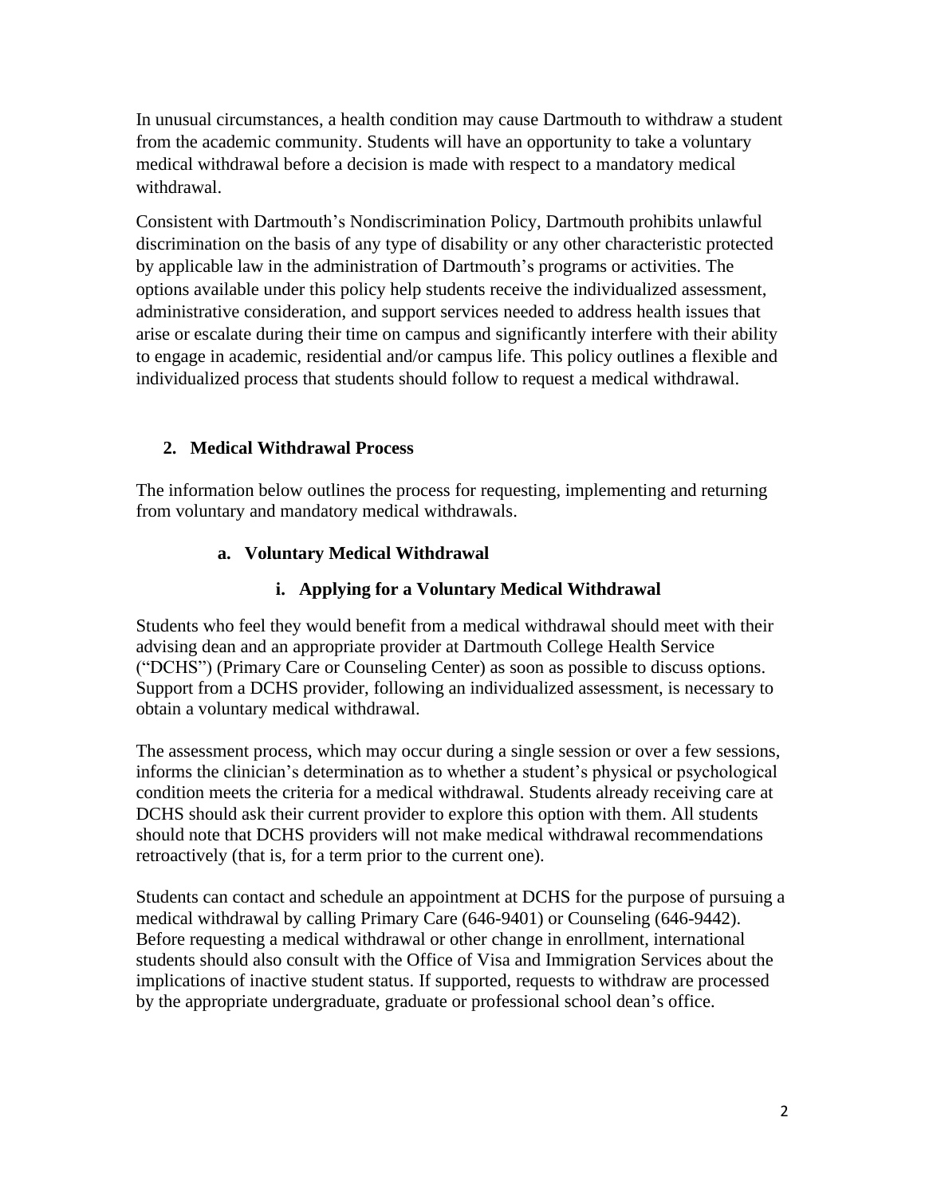In unusual circumstances, a health condition may cause Dartmouth to withdraw a student from the academic community. Students will have an opportunity to take a voluntary medical withdrawal before a decision is made with respect to a mandatory medical withdrawal.

Consistent with Dartmouth's Nondiscrimination Policy, Dartmouth prohibits unlawful discrimination on the basis of any type of disability or any other characteristic protected by applicable law in the administration of Dartmouth's programs or activities. The options available under this policy help students receive the individualized assessment, administrative consideration, and support services needed to address health issues that arise or escalate during their time on campus and significantly interfere with their ability to engage in academic, residential and/or campus life. This policy outlines a flexible and individualized process that students should follow to request a medical withdrawal.

## 2. Medical Withdrawal Process

The information below outlines the process for requesting, implementing and returning from voluntary and mandatory medical withdrawals.

### a. Voluntary Medical Withdrawal

#### i. Applying for a Voluntary Medical Withdrawal

Students who feel they would benefit from a medical withdrawal should meet with their advising dean and an appropriate provider at Dartmouth College Health Service ("DCHS") (Primary Care or Counseling Center) as soon as possible to discuss options. Support from a DCHS provider, following an individualized assessment, is necessary to obtain a voluntary medical withdrawal.

The assessment process, which may occur during a single session or over a few sessions, informs the clinician's determination as to whether a student's physical or psychological condition meets the criteria for a medical withdrawal. Students already receiving care at DCHS should ask their current provider to explore this option with them. All students should note that DCHS providers will not make medical withdrawal recommendations retroactively (that is, for a term prior to the current one).

Students can contact and schedule an appointment at DCHS for the purpose of pursuing a medical withdrawal by calling Primary Care (646-9401) or Counseling (646-9442). Before requesting a medical withdrawal or other change in enrollment, international students should also consult with the Office of Visa and Immigration Services about the implications of inactive student status. If supported, requests to withdraw are processed by the appropriate undergraduate, graduate or professional school dean's office.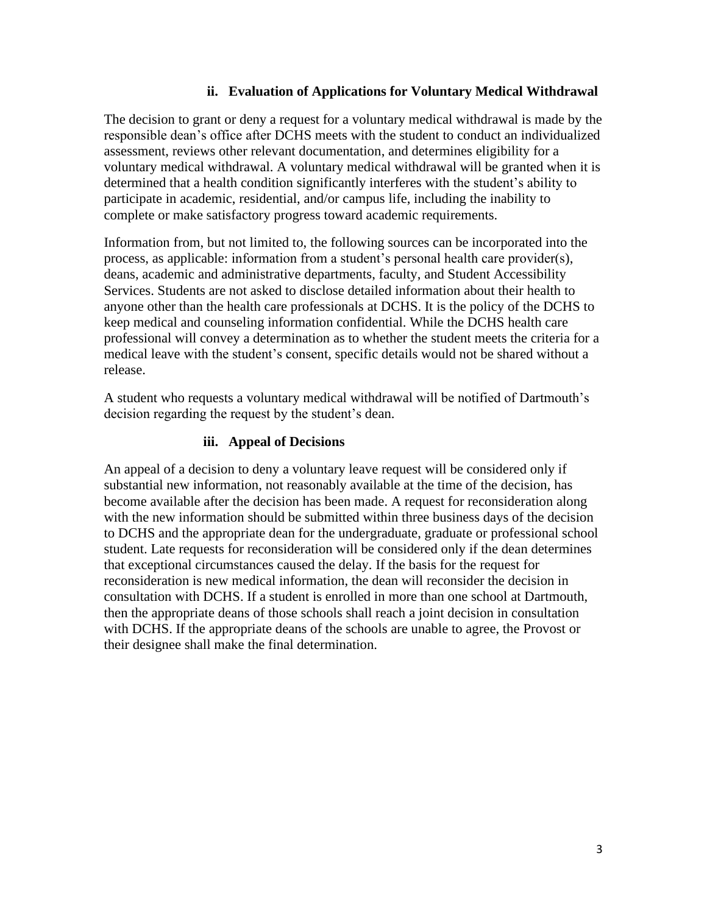### ii. Evaluation of Applications for Voluntary Medical Withdrawal

The decision to grant or deny a request for a voluntary medical withdrawal is made by the responsible dean's office after DCHS meets with the student to conduct an individualized assessment, reviews other relevant documentation, and determines eligibility for a voluntary medical withdrawal. A voluntary medical withdrawal will be granted when it is determined that a health condition significantly interferes with the student's ability to participate in academic, residential, and/or campus life, including the inability to complete or make satisfactory progress toward academic requirements.

Information from, but not limited to, the following sources can be incorporated into the process, as applicable: information from a student's personal health care provider(s), deans, academic and administrative departments, faculty, and Student Accessibility Services. Students are not asked to disclose detailed information about their health to anyone other than the health care professionals at DCHS. It is the policy of the DCHS to keep medical and counseling information confidential. While the DCHS health care professional will convey a determination as to whether the student meets the criteria for a medical leave with the student's consent, specific details would not be shared without a release.

A student who requests a voluntary medical withdrawal will be notified of Dartmouth's decision regarding the request by the student's dean.

### iii. Appeal of Decisions

An appeal of a decision to deny a voluntary leave request will be considered only if substantial new information, not reasonably available at the time of the decision, has become available after the decision has been made. A request for reconsideration along with the new information should be submitted within three business days of the decision to DCHS and the appropriate dean for the undergraduate, graduate or professional school student. Late requests for reconsideration will be considered only if the dean determines that exceptional circumstances caused the delay. If the basis for the request for reconsideration is new medical information, the dean will reconsider the decision in consultation with DCHS. If a student is enrolled in more than one school at Dartmouth, then the appropriate deans of those schools shall reach a joint decision in consultation with DCHS. If the appropriate deans of the schools are unable to agree, the Provost or their designee shall make the final determination.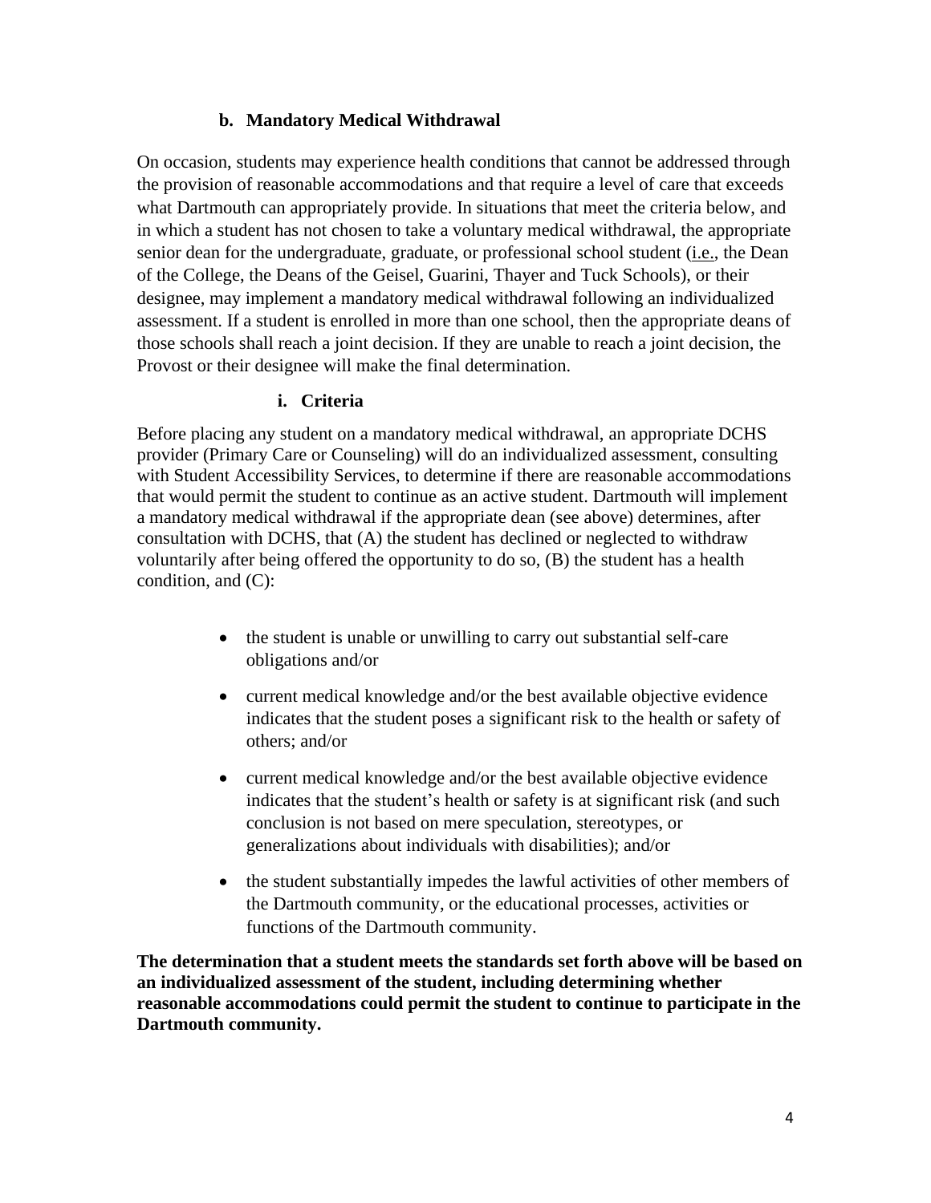### b. Mandatory Medical Withdrawal

On occasion, students may experience health conditions that cannot be addressed through the provision of reasonable accommodations and that require a level of care that exceeds what Dartmouth can appropriately provide. In situations that meet the criteria below, and in which a student has not chosen to take a voluntary medical withdrawal, the appropriate senior dean for the undergraduate, graduate, or professional school student (i.e., the Dean of the College, the Deans of the Geisel, Guarini, Thayer and Tuck Schools), or their designee, may implement a mandatory medical withdrawal following an individualized assessment. If a student is enrolled in more than one school, then the appropriate deans of those schools shall reach a joint decision. If they are unable to reach a joint decision, the Provost or their designee will make the final determination.

#### i. Criteria

Before placing any student on a mandatory medical withdrawal, an appropriate DCHS provider (Primary Care or Counseling) will do an individualized assessment, consulting with Student Accessibility Services, to determine if there are reasonable accommodations that would permit the student to continue as an active student. Dartmouth will implement a mandatory medical withdrawal if the appropriate dean (see above) determines, after consultation with DCHS, that (A) the student has declined or neglected to withdraw voluntarily after being offered the opportunity to do so, (B) the student has a health condition, and (C):

- the student is unable or unwilling to carry out substantial self-care obligations and/or
- current medical knowledge and/or the best available objective evidence indicates that the student poses a significant risk to the health or safety of others; and/or
- current medical knowledge and/or the best available objective evidence indicates that the student's health or safety is at significant risk (and such conclusion is not based on mere speculation, stereotypes, or generalizations about individuals with disabilities); and/or
- the student substantially impedes the lawful activities of other members of the Dartmouth community, or the educational processes, activities or functions of the Dartmouth community.

**The determination that a student meets the standards set forth above will be based on an individualized assessment of the student, including determining whether reasonable accommodations could permit the student to continue to participate in the Dartmouth community.**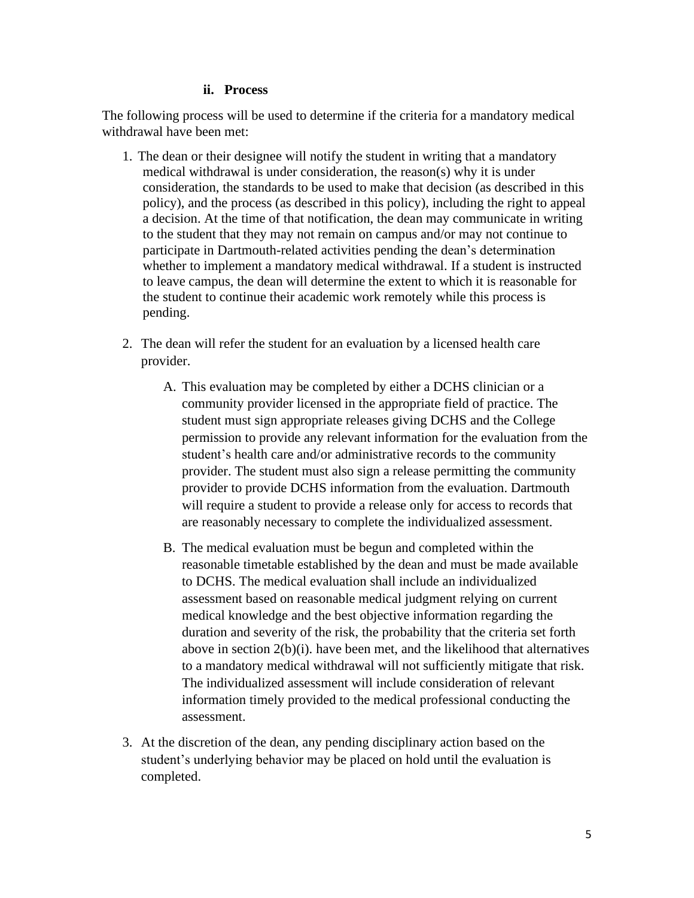#### ii. Process

The following process will be used to determine if the criteria for a mandatory medical withdrawal have been met:

1. The dean or their designee will notify the student in writing that a mandatory medical withdrawal is under consideration, the reason(s) why it is under consideration, the standards to be used to make that decision (as described in this policy), and the process (as described in this policy), including the right to appeal a decision. At the time of that notification, the dean may communicate in writing to the student that they may not remain on campus and/or may not continue to participate in Dartmouth-related activities pending the dean's determination whether to implement a mandatory medical withdrawal. If a student is instructed to leave campus, the dean will determine the extent to which it is reasonable for the student to continue their academic work remotely while this process is pending.

2. The dean will refer the student for an evaluation by a licensed health care provider.

    A. This evaluation may be completed by either a DCHS clinician or a community provider licensed in the appropriate field of practice. The student must sign appropriate releases giving DCHS and the College permission to provide any relevant information for the evaluation from the student's health care and/or administrative records to the community provider. The student must also sign a release permitting the community provider to provide DCHS information from the evaluation. Dartmouth will require a student to provide a release only for access to records that are reasonably necessary to complete the individualized assessment.

    B. The medical evaluation must be begun and completed within the reasonable timetable established by the dean and must be made available to DCHS. The medical evaluation shall include an individualized assessment based on reasonable medical judgment relying on current medical knowledge and the best objective information regarding the duration and severity of the risk, the probability that the criteria set forth above in section 2(b)(i). have been met, and the likelihood that alternatives to a mandatory medical withdrawal will not sufficiently mitigate that risk. The individualized assessment will include consideration of relevant information timely provided to the medical professional conducting the assessment.

3. At the discretion of the dean, any pending disciplinary action based on the student's underlying behavior may be placed on hold until the evaluation is completed.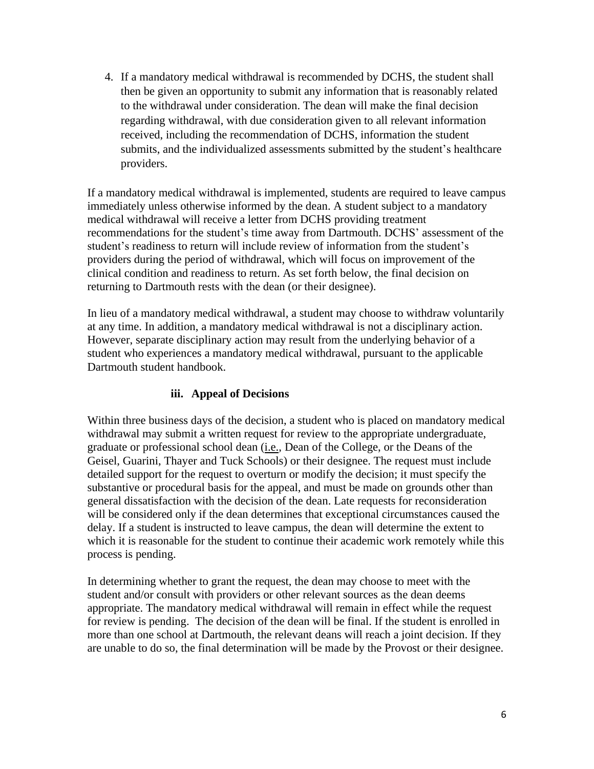4. If a mandatory medical withdrawal is recommended by DCHS, the student shall then be given an opportunity to submit any information that is reasonably related to the withdrawal under consideration. The dean will make the final decision regarding withdrawal, with due consideration given to all relevant information received, including the recommendation of DCHS, information the student submits, and the individualized assessments submitted by the student's healthcare providers.

If a mandatory medical withdrawal is implemented, students are required to leave campus immediately unless otherwise informed by the dean. A student subject to a mandatory medical withdrawal will receive a letter from DCHS providing treatment recommendations for the student's time away from Dartmouth. DCHS' assessment of the student's readiness to return will include review of information from the student's providers during the period of withdrawal, which will focus on improvement of the clinical condition and readiness to return. As set forth below, the final decision on returning to Dartmouth rests with the dean (or their designee).

In lieu of a mandatory medical withdrawal, a student may choose to withdraw voluntarily at any time. In addition, a mandatory medical withdrawal is not a disciplinary action. However, separate disciplinary action may result from the underlying behavior of a student who experiences a mandatory medical withdrawal, pursuant to the applicable Dartmouth student handbook.

### iii. Appeal of Decisions

Within three business days of the decision, a student who is placed on mandatory medical withdrawal may submit a written request for review to the appropriate undergraduate, graduate or professional school dean (i.e., Dean of the College, or the Deans of the Geisel, Guarini, Thayer and Tuck Schools) or their designee. The request must include detailed support for the request to overturn or modify the decision; it must specify the substantive or procedural basis for the appeal, and must be made on grounds other than general dissatisfaction with the decision of the dean. Late requests for reconsideration will be considered only if the dean determines that exceptional circumstances caused the delay. If a student is instructed to leave campus, the dean will determine the extent to which it is reasonable for the student to continue their academic work remotely while this process is pending.

In determining whether to grant the request, the dean may choose to meet with the student and/or consult with providers or other relevant sources as the dean deems appropriate. The mandatory medical withdrawal will remain in effect while the request for review is pending. The decision of the dean will be final. If the student is enrolled in more than one school at Dartmouth, the relevant deans will reach a joint decision. If they are unable to do so, the final determination will be made by the Provost or their designee.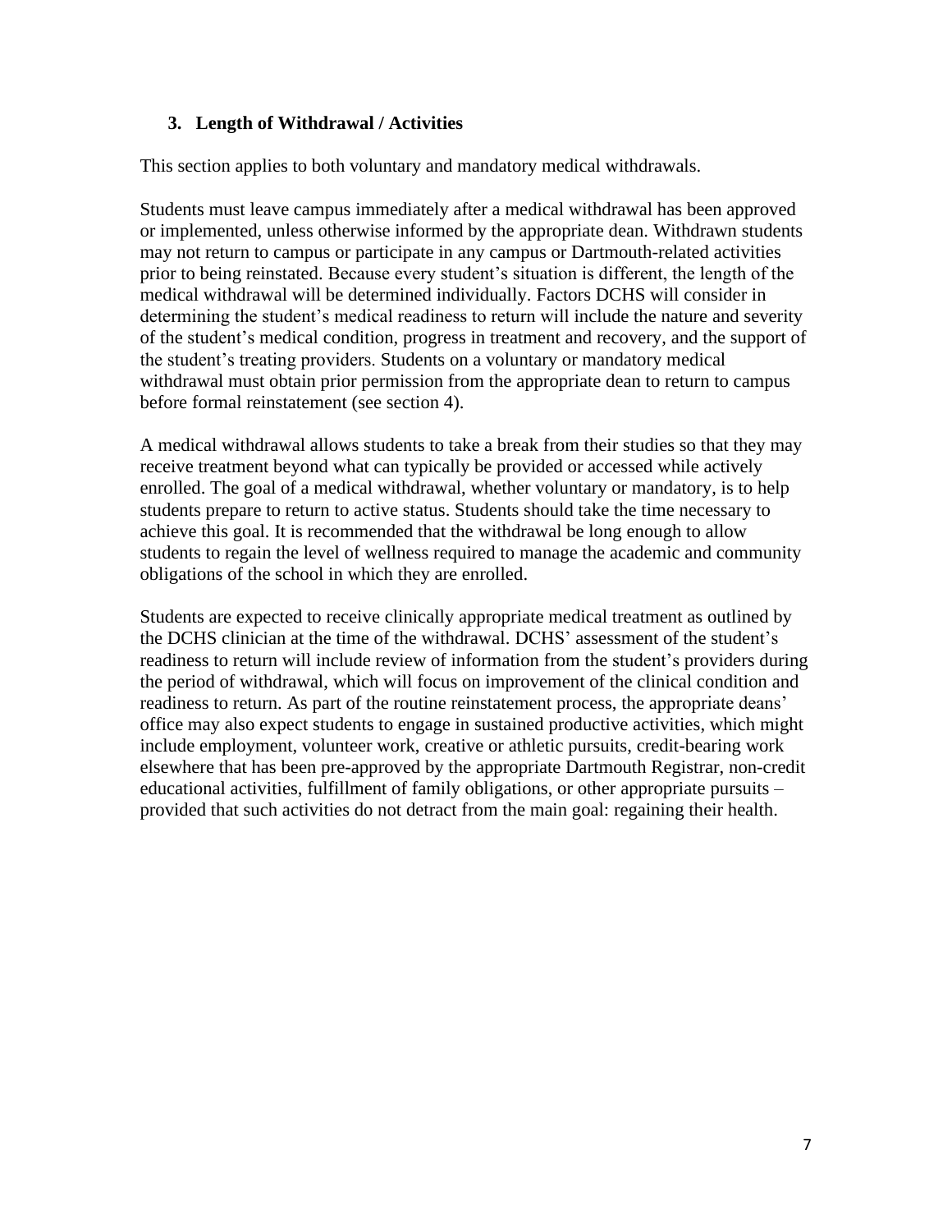### 3. Length of Withdrawal / Activities

This section applies to both voluntary and mandatory medical withdrawals.

Students must leave campus immediately after a medical withdrawal has been approved or implemented, unless otherwise informed by the appropriate dean. Withdrawn students may not return to campus or participate in any campus or Dartmouth-related activities prior to being reinstated. Because every student's situation is different, the length of the medical withdrawal will be determined individually. Factors DCHS will consider in determining the student's medical readiness to return will include the nature and severity of the student's medical condition, progress in treatment and recovery, and the support of the student's treating providers. Students on a voluntary or mandatory medical withdrawal must obtain prior permission from the appropriate dean to return to campus before formal reinstatement (see section 4).

A medical withdrawal allows students to take a break from their studies so that they may receive treatment beyond what can typically be provided or accessed while actively enrolled. The goal of a medical withdrawal, whether voluntary or mandatory, is to help students prepare to return to active status. Students should take the time necessary to achieve this goal. It is recommended that the withdrawal be long enough to allow students to regain the level of wellness required to manage the academic and community obligations of the school in which they are enrolled.

Students are expected to receive clinically appropriate medical treatment as outlined by the DCHS clinician at the time of the withdrawal. DCHS' assessment of the student's readiness to return will include review of information from the student's providers during the period of withdrawal, which will focus on improvement of the clinical condition and readiness to return. As part of the routine reinstatement process, the appropriate deans' office may also expect students to engage in sustained productive activities, which might include employment, volunteer work, creative or athletic pursuits, credit-bearing work elsewhere that has been pre-approved by the appropriate Dartmouth Registrar, non-credit educational activities, fulfillment of family obligations, or other appropriate pursuits – provided that such activities do not detract from the main goal: regaining their health.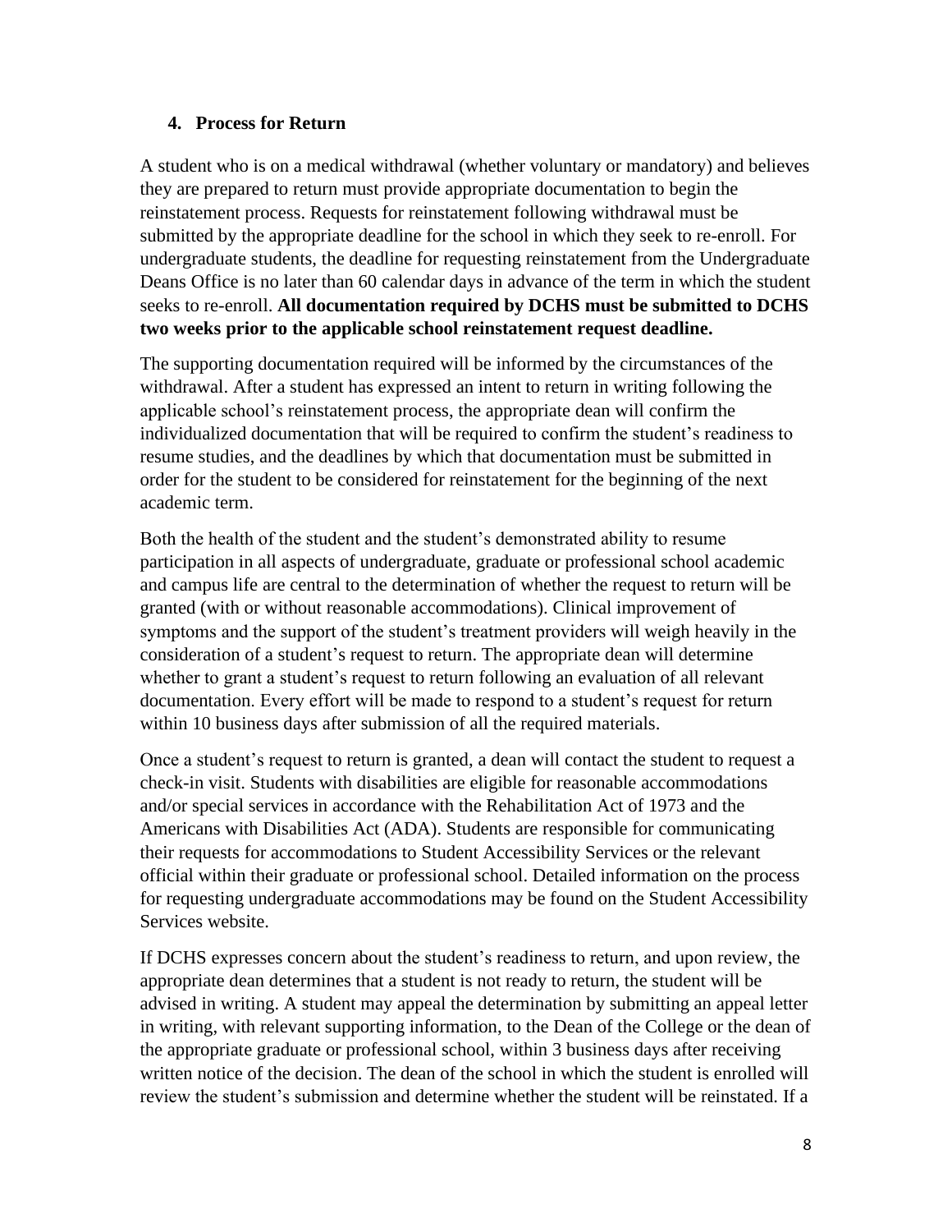## 4. Process for Return

A student who is on a medical withdrawal (whether voluntary or mandatory) and believes they are prepared to return must provide appropriate documentation to begin the reinstatement process. Requests for reinstatement following withdrawal must be submitted by the appropriate deadline for the school in which they seek to re-enroll. For undergraduate students, the deadline for requesting reinstatement from the Undergraduate Deans Office is no later than 60 calendar days in advance of the term in which the student seeks to re-enroll. **All documentation required by DCHS must be submitted to DCHS two weeks prior to the applicable school reinstatement request deadline.**

The supporting documentation required will be informed by the circumstances of the withdrawal. After a student has expressed an intent to return in writing following the applicable school's reinstatement process, the appropriate dean will confirm the individualized documentation that will be required to confirm the student's readiness to resume studies, and the deadlines by which that documentation must be submitted in order for the student to be considered for reinstatement for the beginning of the next academic term.

Both the health of the student and the student's demonstrated ability to resume participation in all aspects of undergraduate, graduate or professional school academic and campus life are central to the determination of whether the request to return will be granted (with or without reasonable accommodations). Clinical improvement of symptoms and the support of the student's treatment providers will weigh heavily in the consideration of a student's request to return. The appropriate dean will determine whether to grant a student's request to return following an evaluation of all relevant documentation. Every effort will be made to respond to a student's request for return within 10 business days after submission of all the required materials.

Once a student's request to return is granted, a dean will contact the student to request a check-in visit. Students with disabilities are eligible for reasonable accommodations and/or special services in accordance with the Rehabilitation Act of 1973 and the Americans with Disabilities Act (ADA). Students are responsible for communicating their requests for accommodations to Student Accessibility Services or the relevant official within their graduate or professional school. Detailed information on the process for requesting undergraduate accommodations may be found on the Student Accessibility Services website.

If DCHS expresses concern about the student's readiness to return, and upon review, the appropriate dean determines that a student is not ready to return, the student will be advised in writing. A student may appeal the determination by submitting an appeal letter in writing, with relevant supporting information, to the Dean of the College or the dean of the appropriate graduate or professional school, within 3 business days after receiving written notice of the decision. The dean of the school in which the student is enrolled will review the student's submission and determine whether the student will be reinstated. If a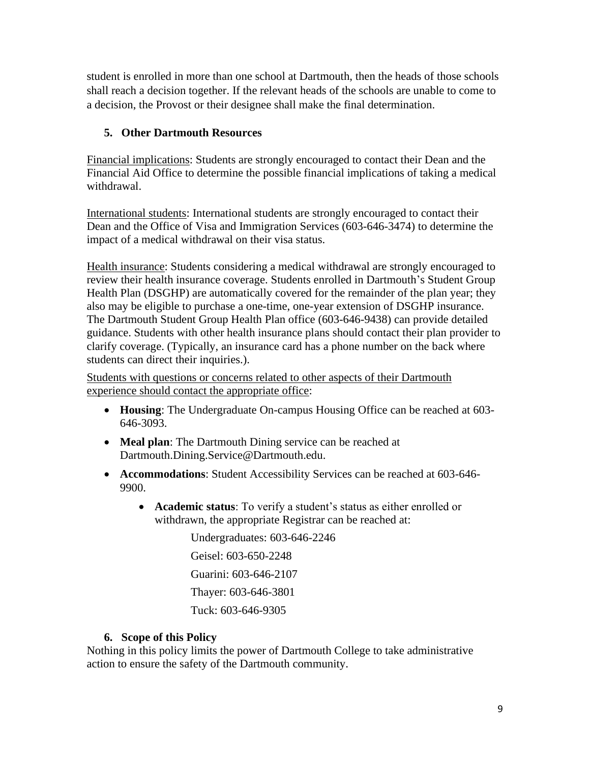student is enrolled in more than one school at Dartmouth, then the heads of those schools shall reach a decision together. If the relevant heads of the schools are unable to come to a decision, the Provost or their designee shall make the final determination.

## 5. Other Dartmouth Resources

Financial implications: Students are strongly encouraged to contact their Dean and the Financial Aid Office to determine the possible financial implications of taking a medical withdrawal.

International students: International students are strongly encouraged to contact their Dean and the Office of Visa and Immigration Services (603-646-3474) to determine the impact of a medical withdrawal on their visa status.

Health insurance: Students considering a medical withdrawal are strongly encouraged to review their health insurance coverage. Students enrolled in Dartmouth's Student Group Health Plan (DSGHP) are automatically covered for the remainder of the plan year; they also may be eligible to purchase a one-time, one-year extension of DSGHP insurance. The Dartmouth Student Group Health Plan office (603-646-9438) can provide detailed guidance. Students with other health insurance plans should contact their plan provider to clarify coverage. (Typically, an insurance card has a phone number on the back where students can direct their inquiries.).

Students with questions or concerns related to other aspects of their Dartmouth experience should contact the appropriate office:

- **Housing**: The Undergraduate On-campus Housing Office can be reached at 603-646-3093.
- **Meal plan**: The Dartmouth Dining service can be reached at Dartmouth.Dining.Service@Dartmouth.edu.
- **Accommodations**: Student Accessibility Services can be reached at 603-646-9900.
    - **Academic status**: To verify a student's status as either enrolled or withdrawn, the appropriate Registrar can be reached at:

      Undergraduates: 603-646-2246

      Geisel: 603-650-2248

      Guarini: 603-646-2107

      Thayer: 603-646-3801

      Tuck: 603-646-9305

## 6. Scope of this Policy

Nothing in this policy limits the power of Dartmouth College to take administrative action to ensure the safety of the Dartmouth community.